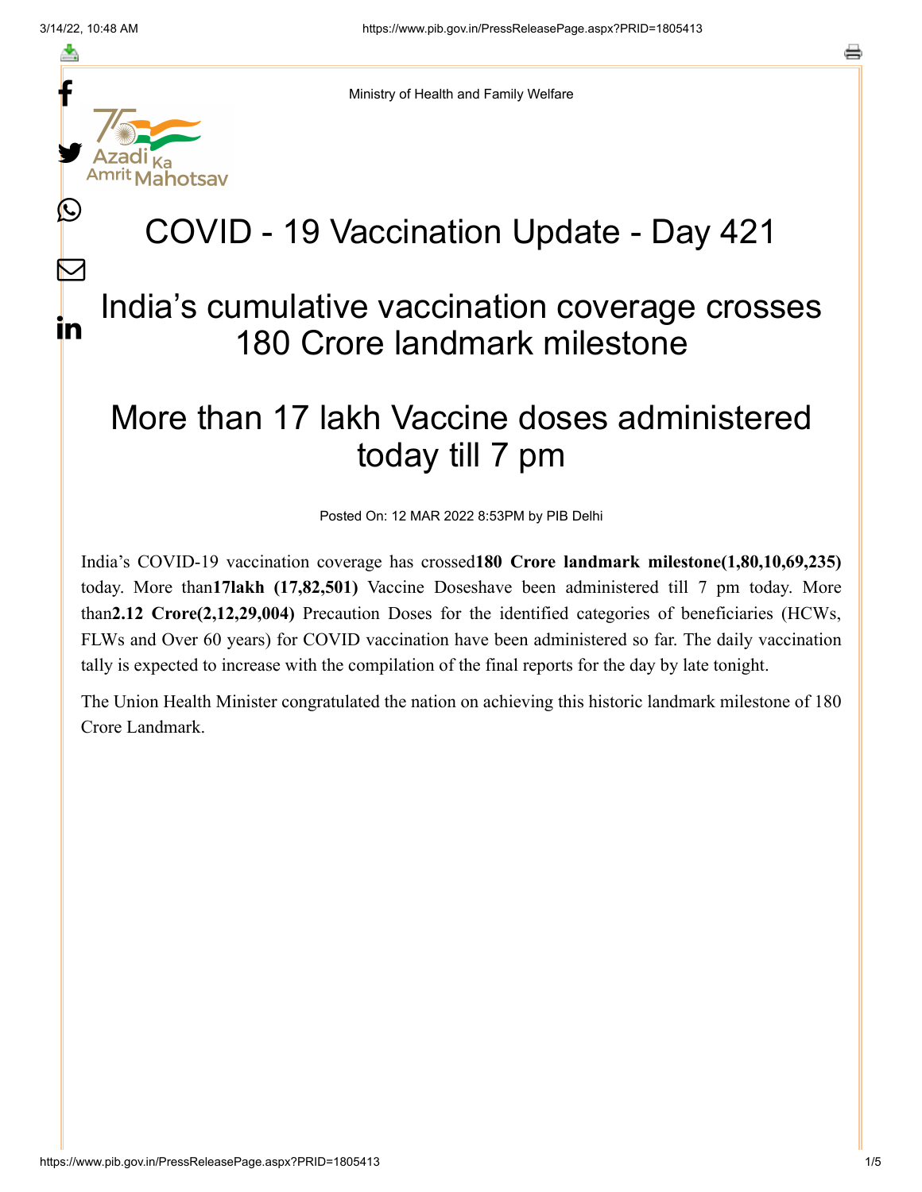Ministry of Health and Family Welfare

# COVID - 19 Vaccination Update - Day 421

## India's cumulative vaccination coverage crosses 180 Crore landmark milestone

## More than 17 lakh Vaccine doses administered today till 7 pm

Posted On: 12 MAR 2022 8:53PM by PIB Delhi

India's COVID-19 vaccination coverage has crossed**180 Crore landmark milestone(1,80,10,69,235)** today. More than**17lakh (17,82,501)** Vaccine Doseshave been administered till 7 pm today. More than**2.12 Crore(2,12,29,004)** Precaution Doses for the identified categories of beneficiaries (HCWs, FLWs and Over 60 years) for COVID vaccination have been administered so far. The daily vaccination tally is expected to increase with the compilation of the final reports for the day by late tonight.

The Union Health Minister congratulated the nation on achieving this historic landmark milestone of 180 Crore Landmark.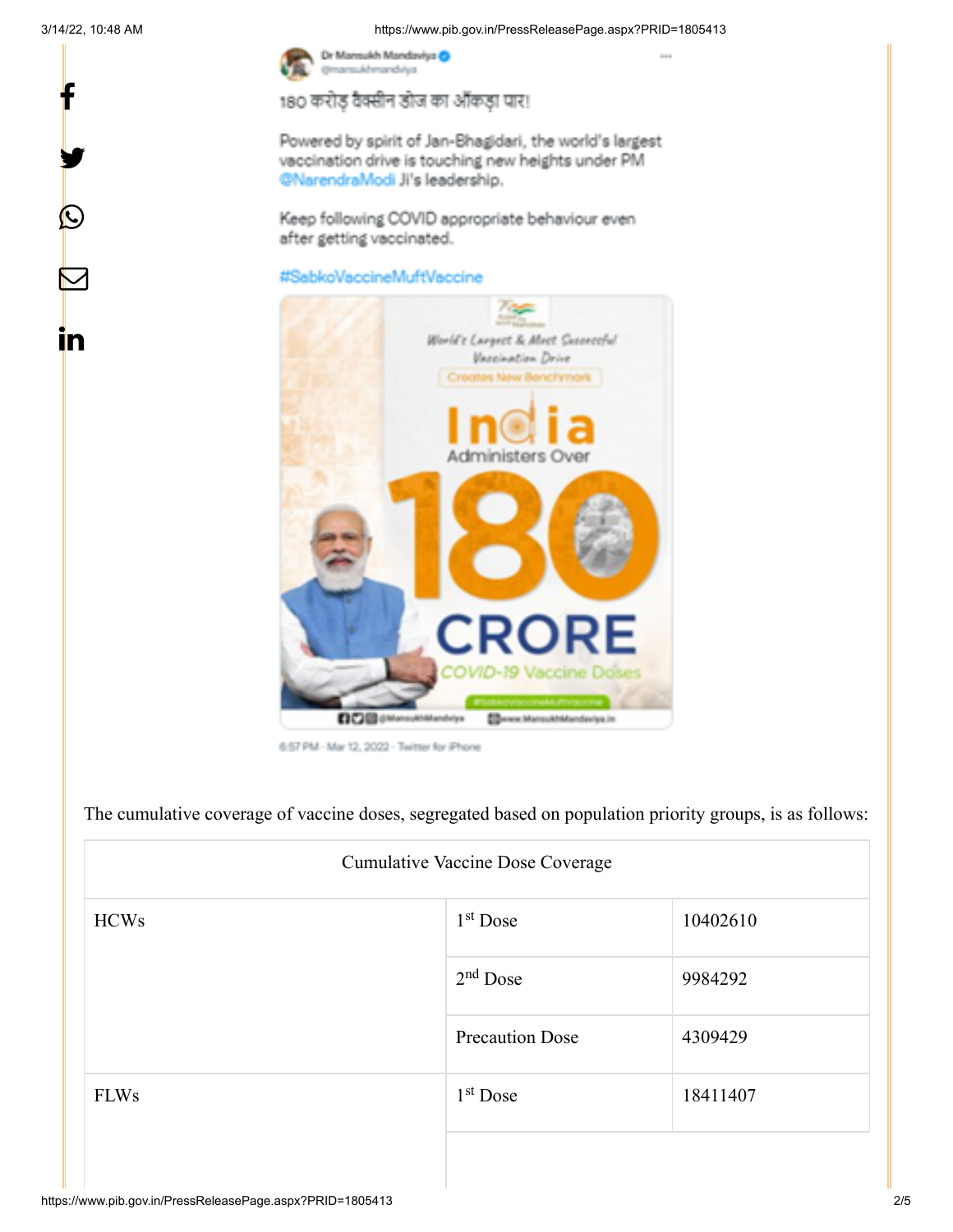Dr Mansukh Mandaviya
@mansukhmandviya

180 करोड़ वैक्सीन डोज का आँकड़ा पार!

Powered by spirit of Jan-Bhagidari, the world's largest vaccination drive is touching new heights under PM @NarendraModi Ji's leadership.

Keep following COVID appropriate behaviour even after getting vaccinated.

#SabkoVaccineMuftVaccine

World's Largest & Most Successful Vaccination Drive

Creates New Benchmark

India Administers Over 180 CRORE COVID-19 Vaccine Doses

6:57 PM · Mar 12, 2022 · Twitter for iPhone

The cumulative coverage of vaccine doses, segregated based on population priority groups, is as follows:

| Cumulative Vaccine Dose Coverage | | |
|---|---|---|
| HCWs | 1st Dose | 10402610 |
| | 2nd Dose | 9984292 |
| | Precaution Dose | 4309429 |
| FLWs | 1st Dose | 18411407 |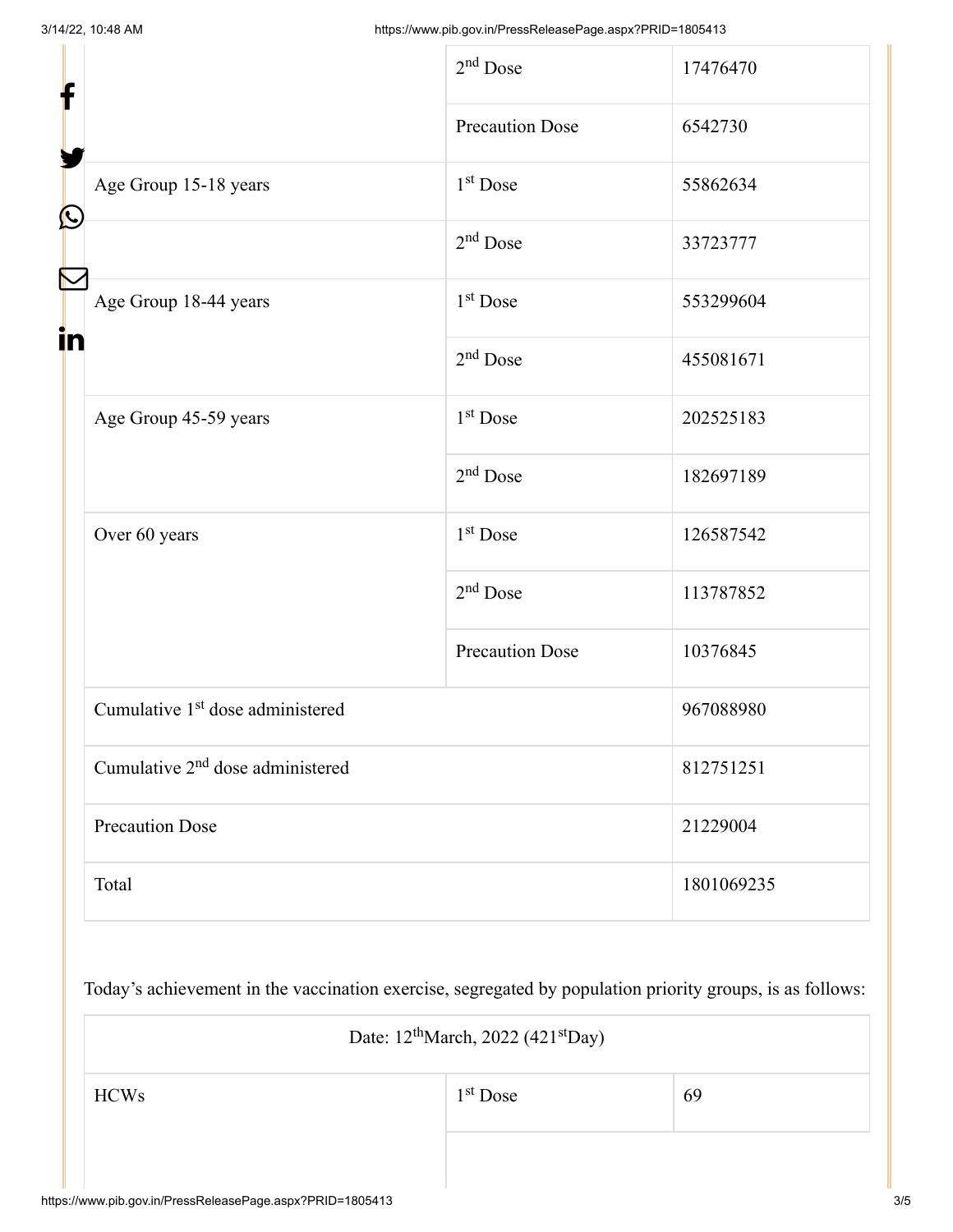| | | |
|---|---|---|
| | 2nd Dose | 17476470 |
| | Precaution Dose | 6542730 |
| Age Group 15-18 years | 1st Dose | 55862634 |
| | 2nd Dose | 33723777 |
| Age Group 18-44 years | 1st Dose | 553299604 |
| | 2nd Dose | 455081671 |
| Age Group 45-59 years | 1st Dose | 202525183 |
| | 2nd Dose | 182697189 |
| Over 60 years | 1st Dose | 126587542 |
| | 2nd Dose | 113787852 |
| | Precaution Dose | 10376845 |
| Cumulative 1st dose administered | | 967088980 |
| Cumulative 2nd dose administered | | 812751251 |
| Precaution Dose | | 21229004 |
| Total | | 1801069235 |

Today's achievement in the vaccination exercise, segregated by population priority groups, is as follows:

| Date: 12thMarch, 2022 (421stDay) | | |
|---|---|---|
| HCWs | 1st Dose | 69 |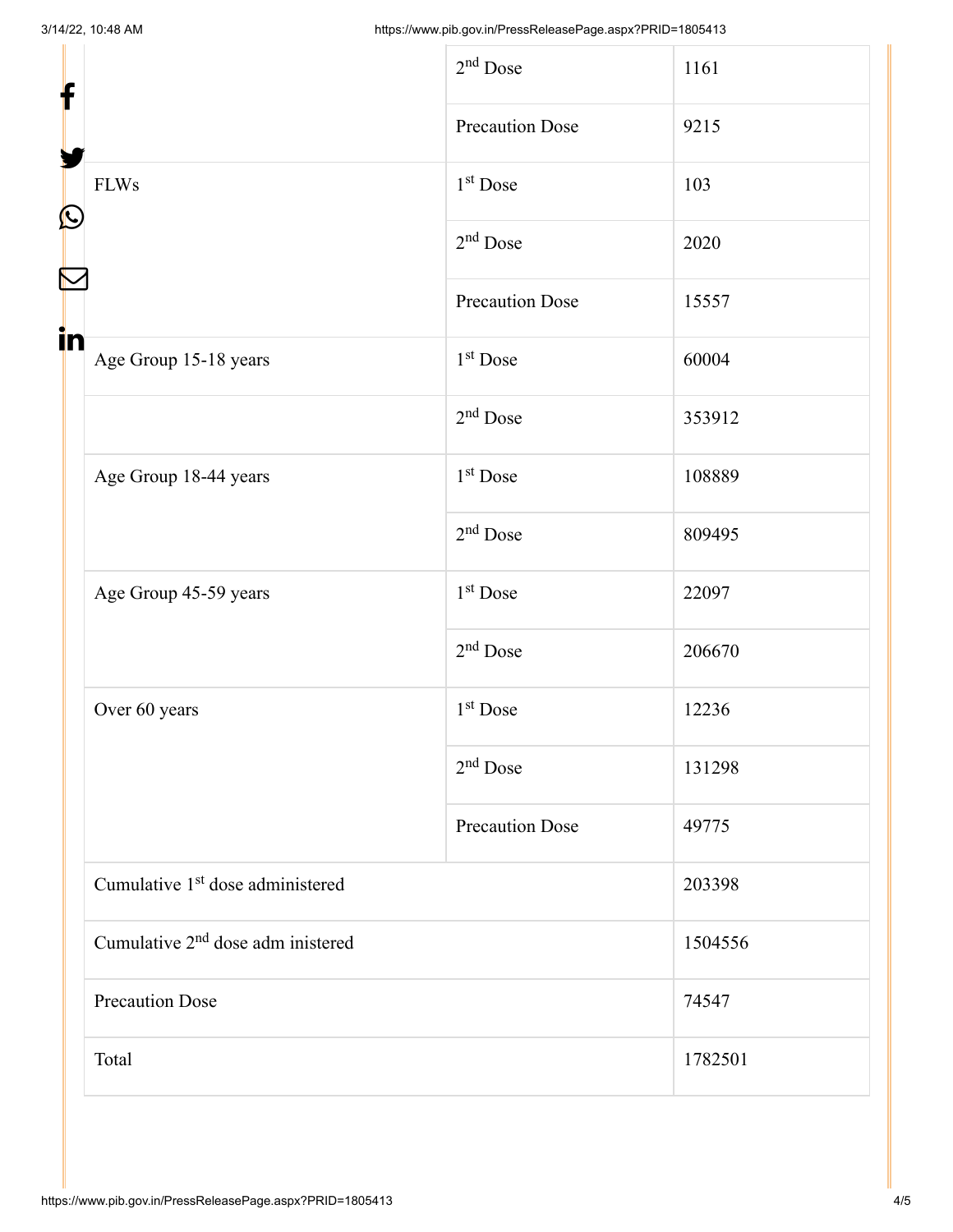| | | |
|---|---|---|
| | 2nd Dose | 1161 |
| | Precaution Dose | 9215 |
| FLWs | 1st Dose | 103 |
| | 2nd Dose | 2020 |
| | Precaution Dose | 15557 |
| Age Group 15-18 years | 1st Dose | 60004 |
| | 2nd Dose | 353912 |
| Age Group 18-44 years | 1st Dose | 108889 |
| | 2nd Dose | 809495 |
| Age Group 45-59 years | 1st Dose | 22097 |
| | 2nd Dose | 206670 |
| Over 60 years | 1st Dose | 12236 |
| | 2nd Dose | 131298 |
| | Precaution Dose | 49775 |
| Cumulative 1st dose administered | | 203398 |
| Cumulative 2nd dose adm inistered | | 1504556 |
| Precaution Dose | | 74547 |
| Total | | 1782501 |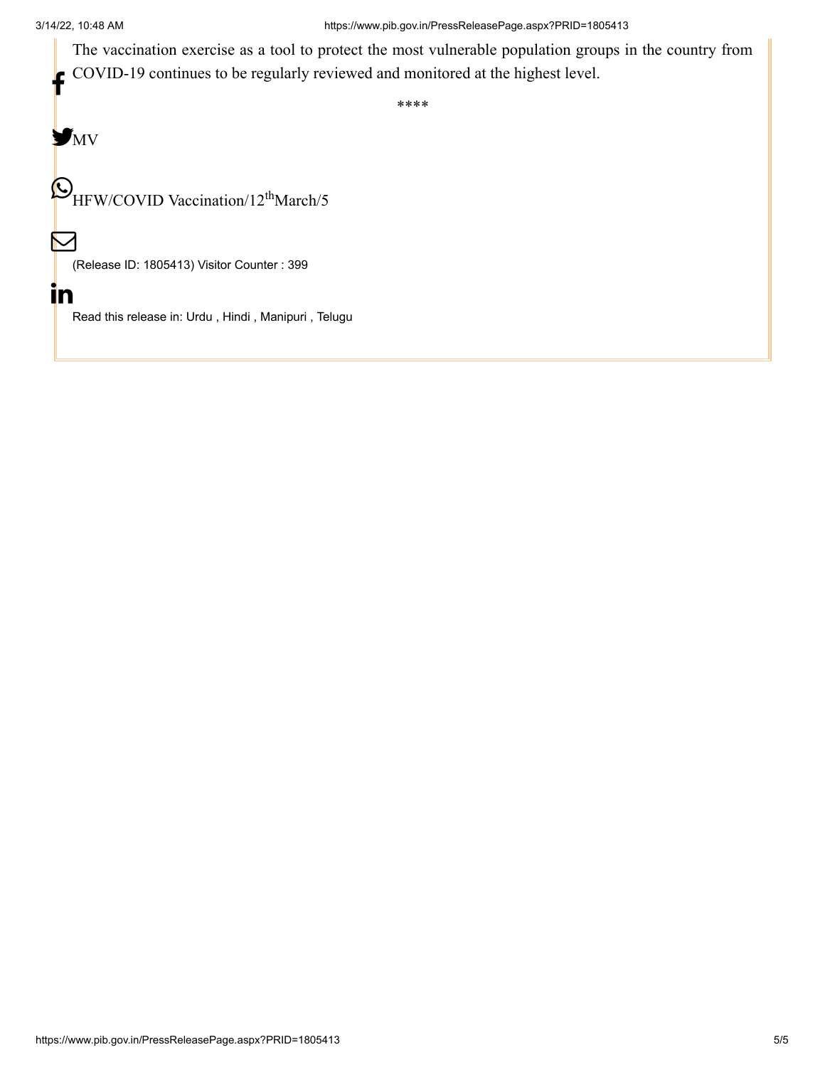The vaccination exercise as a tool to protect the most vulnerable population groups in the country from COVID-19 continues to be regularly reviewed and monitored at the highest level.

****

MV

HFW/COVID Vaccination/12thMarch/5

(Release ID: 1805413) Visitor Counter : 399

Read this release in: Urdu , Hindi , Manipuri , Telugu